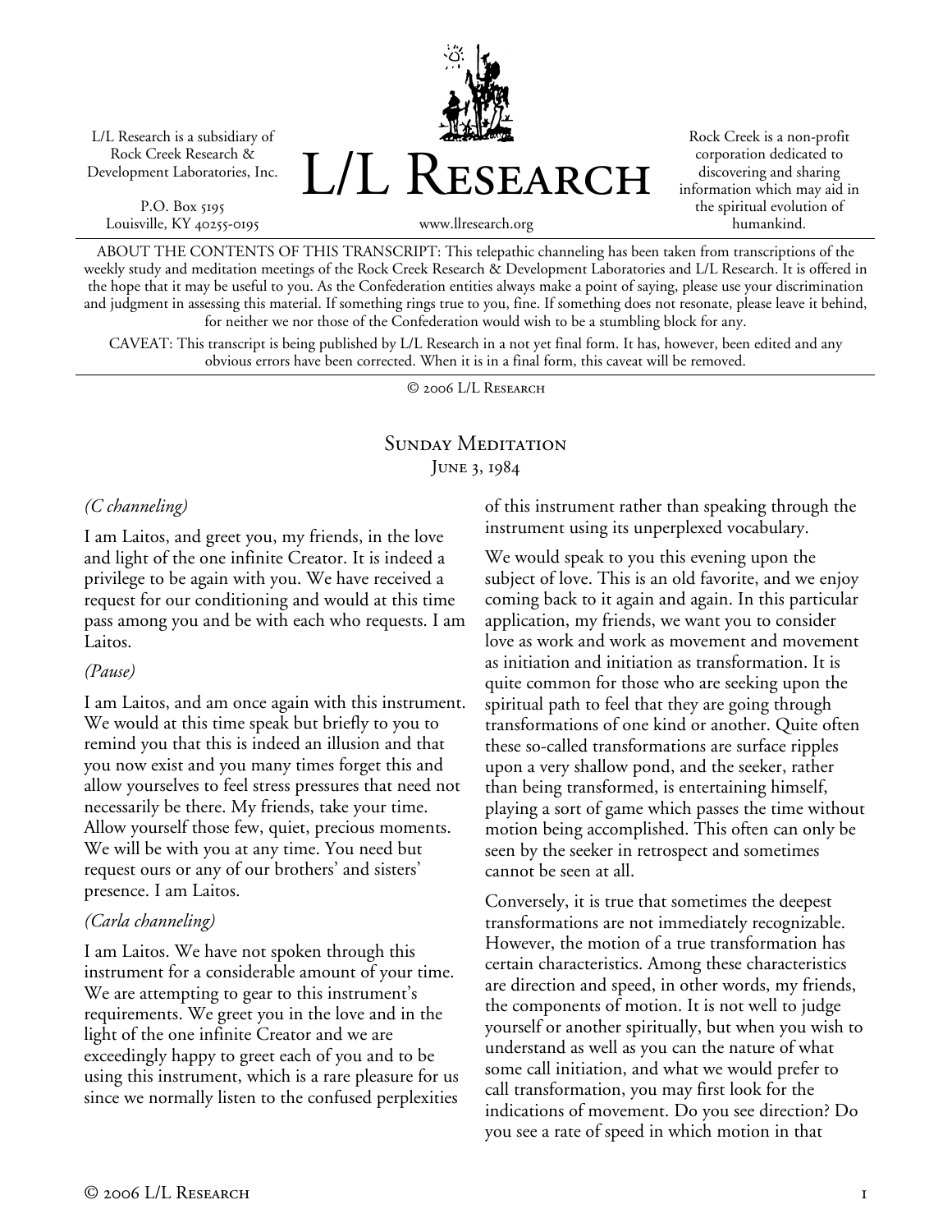L/L Research is a subsidiary of Rock Creek Research & Development Laboratories, Inc.

P.O. Box 5195
Louisville, KY 40255-0195

# L/L Research

www.llresearch.org

Rock Creek is a non-profit corporation dedicated to discovering and sharing information which may aid in the spiritual evolution of humankind.

ABOUT THE CONTENTS OF THIS TRANSCRIPT: This telepathic channeling has been taken from transcriptions of the weekly study and meditation meetings of the Rock Creek Research & Development Laboratories and L/L Research. It is offered in the hope that it may be useful to you. As the Confederation entities always make a point of saying, please use your discrimination and judgment in assessing this material. If something rings true to you, fine. If something does not resonate, please leave it behind, for neither we nor those of the Confederation would wish to be a stumbling block for any.

CAVEAT: This transcript is being published by L/L Research in a not yet final form. It has, however, been edited and any obvious errors have been corrected. When it is in a final form, this caveat will be removed.

© 2006 L/L Research

## Sunday Meditation
### June 3, 1984

*(C channeling)*

I am Laitos, and greet you, my friends, in the love and light of the one infinite Creator. It is indeed a privilege to be again with you. We have received a request for our conditioning and would at this time pass among you and be with each who requests. I am Laitos.

*(Pause)*

I am Laitos, and am once again with this instrument. We would at this time speak but briefly to you to remind you that this is indeed an illusion and that you now exist and you many times forget this and allow yourselves to feel stress pressures that need not necessarily be there. My friends, take your time. Allow yourself those few, quiet, precious moments. We will be with you at any time. You need but request ours or any of our brothers' and sisters' presence. I am Laitos.

*(Carla channeling)*

I am Laitos. We have not spoken through this instrument for a considerable amount of your time. We are attempting to gear to this instrument's requirements. We greet you in the love and in the light of the one infinite Creator and we are exceedingly happy to greet each of you and to be using this instrument, which is a rare pleasure for us since we normally listen to the confused perplexities of this instrument rather than speaking through the instrument using its unperplexed vocabulary.

We would speak to you this evening upon the subject of love. This is an old favorite, and we enjoy coming back to it again and again. In this particular application, my friends, we want you to consider love as work and work as movement and movement as initiation and initiation as transformation. It is quite common for those who are seeking upon the spiritual path to feel that they are going through transformations of one kind or another. Quite often these so-called transformations are surface ripples upon a very shallow pond, and the seeker, rather than being transformed, is entertaining himself, playing a sort of game which passes the time without motion being accomplished. This often can only be seen by the seeker in retrospect and sometimes cannot be seen at all.

Conversely, it is true that sometimes the deepest transformations are not immediately recognizable. However, the motion of a true transformation has certain characteristics. Among these characteristics are direction and speed, in other words, my friends, the components of motion. It is not well to judge yourself or another spiritually, but when you wish to understand as well as you can the nature of what some call initiation, and what we would prefer to call transformation, you may first look for the indications of movement. Do you see direction? Do you see a rate of speed in which motion in that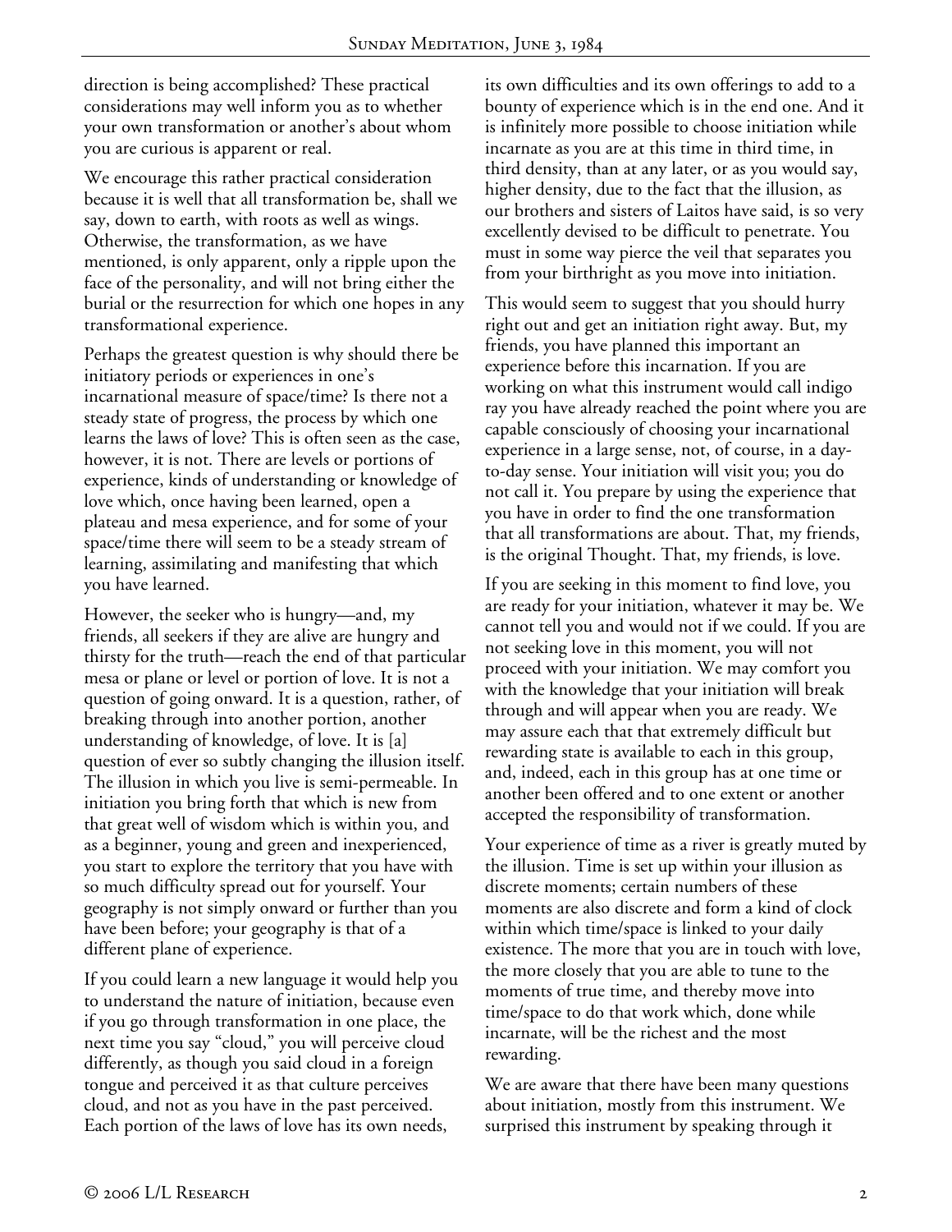direction is being accomplished? These practical considerations may well inform you as to whether your own transformation or another's about whom you are curious is apparent or real.

We encourage this rather practical consideration because it is well that all transformation be, shall we say, down to earth, with roots as well as wings. Otherwise, the transformation, as we have mentioned, is only apparent, only a ripple upon the face of the personality, and will not bring either the burial or the resurrection for which one hopes in any transformational experience.

Perhaps the greatest question is why should there be initiatory periods or experiences in one's incarnational measure of space/time? Is there not a steady state of progress, the process by which one learns the laws of love? This is often seen as the case, however, it is not. There are levels or portions of experience, kinds of understanding or knowledge of love which, once having been learned, open a plateau and mesa experience, and for some of your space/time there will seem to be a steady stream of learning, assimilating and manifesting that which you have learned.

However, the seeker who is hungry—and, my friends, all seekers if they are alive are hungry and thirsty for the truth—reach the end of that particular mesa or plane or level or portion of love. It is not a question of going onward. It is a question, rather, of breaking through into another portion, another understanding of knowledge, of love. It is [a] question of ever so subtly changing the illusion itself. The illusion in which you live is semi-permeable. In initiation you bring forth that which is new from that great well of wisdom which is within you, and as a beginner, young and green and inexperienced, you start to explore the territory that you have with so much difficulty spread out for yourself. Your geography is not simply onward or further than you have been before; your geography is that of a different plane of experience.

If you could learn a new language it would help you to understand the nature of initiation, because even if you go through transformation in one place, the next time you say "cloud," you will perceive cloud differently, as though you said cloud in a foreign tongue and perceived it as that culture perceives cloud, and not as you have in the past perceived. Each portion of the laws of love has its own needs, its own difficulties and its own offerings to add to a bounty of experience which is in the end one. And it is infinitely more possible to choose initiation while incarnate as you are at this time in third time, in third density, than at any later, or as you would say, higher density, due to the fact that the illusion, as our brothers and sisters of Laitos have said, is so very excellently devised to be difficult to penetrate. You must in some way pierce the veil that separates you from your birthright as you move into initiation.

This would seem to suggest that you should hurry right out and get an initiation right away. But, my friends, you have planned this important an experience before this incarnation. If you are working on what this instrument would call indigo ray you have already reached the point where you are capable consciously of choosing your incarnational experience in a large sense, not, of course, in a day-to-day sense. Your initiation will visit you; you do not call it. You prepare by using the experience that you have in order to find the one transformation that all transformations are about. That, my friends, is the original Thought. That, my friends, is love.

If you are seeking in this moment to find love, you are ready for your initiation, whatever it may be. We cannot tell you and would not if we could. If you are not seeking love in this moment, you will not proceed with your initiation. We may comfort you with the knowledge that your initiation will break through and will appear when you are ready. We may assure each that that extremely difficult but rewarding state is available to each in this group, and, indeed, each in this group has at one time or another been offered and to one extent or another accepted the responsibility of transformation.

Your experience of time as a river is greatly muted by the illusion. Time is set up within your illusion as discrete moments; certain numbers of these moments are also discrete and form a kind of clock within which time/space is linked to your daily existence. The more that you are in touch with love, the more closely that you are able to tune to the moments of true time, and thereby move into time/space to do that work which, done while incarnate, will be the richest and the most rewarding.

We are aware that there have been many questions about initiation, mostly from this instrument. We surprised this instrument by speaking through it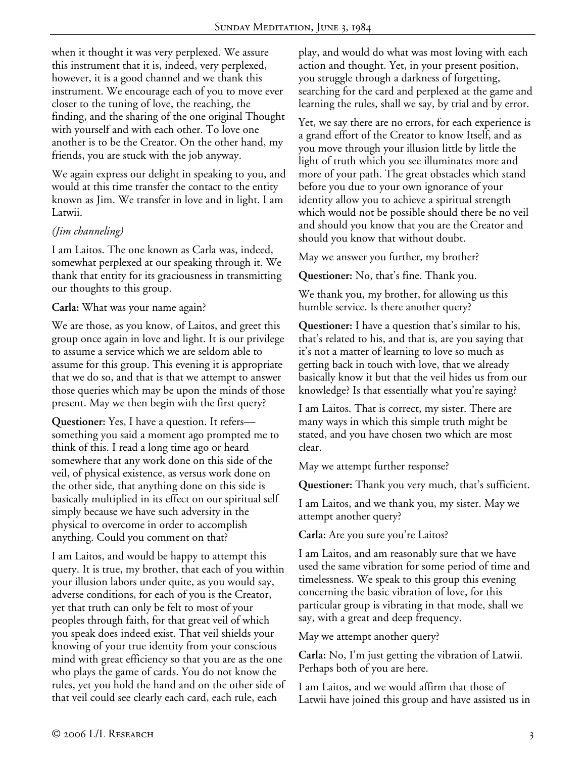when it thought it was very perplexed. We assure this instrument that it is, indeed, very perplexed, however, it is a good channel and we thank this instrument. We encourage each of you to move ever closer to the tuning of love, the reaching, the finding, and the sharing of the one original Thought with yourself and with each other. To love one another is to be the Creator. On the other hand, my friends, you are stuck with the job anyway.

We again express our delight in speaking to you, and would at this time transfer the contact to the entity known as Jim. We transfer in love and in light. I am Latwii.

*(Jim channeling)*

I am Laitos. The one known as Carla was, indeed, somewhat perplexed at our speaking through it. We thank that entity for its graciousness in transmitting our thoughts to this group.

**Carla:** What was your name again?

We are those, as you know, of Laitos, and greet this group once again in love and light. It is our privilege to assume a service which we are seldom able to assume for this group. This evening it is appropriate that we do so, and that is that we attempt to answer those queries which may be upon the minds of those present. May we then begin with the first query?

**Questioner:** Yes, I have a question. It refers—something you said a moment ago prompted me to think of this. I read a long time ago or heard somewhere that any work done on this side of the veil, of physical existence, as versus work done on the other side, that anything done on this side is basically multiplied in its effect on our spiritual self simply because we have such adversity in the physical to overcome in order to accomplish anything. Could you comment on that?

I am Laitos, and would be happy to attempt this query. It is true, my brother, that each of you within your illusion labors under quite, as you would say, adverse conditions, for each of you is the Creator, yet that truth can only be felt to most of your peoples through faith, for that great veil of which you speak does indeed exist. That veil shields your knowing of your true identity from your conscious mind with great efficiency so that you are as the one who plays the game of cards. You do not know the rules, yet you hold the hand and on the other side of that veil could see clearly each card, each rule, each play, and would do what was most loving with each action and thought. Yet, in your present position, you struggle through a darkness of forgetting, searching for the card and perplexed at the game and learning the rules, shall we say, by trial and by error.

Yet, we say there are no errors, for each experience is a grand effort of the Creator to know Itself, and as you move through your illusion little by little the light of truth which you see illuminates more and more of your path. The great obstacles which stand before you due to your own ignorance of your identity allow you to achieve a spiritual strength which would not be possible should there be no veil and should you know that you are the Creator and should you know that without doubt.

May we answer you further, my brother?

**Questioner:** No, that's fine. Thank you.

We thank you, my brother, for allowing us this humble service. Is there another query?

**Questioner:** I have a question that's similar to his, that's related to his, and that is, are you saying that it's not a matter of learning to love so much as getting back in touch with love, that we already basically know it but that the veil hides us from our knowledge? Is that essentially what you're saying?

I am Laitos. That is correct, my sister. There are many ways in which this simple truth might be stated, and you have chosen two which are most clear.

May we attempt further response?

**Questioner:** Thank you very much, that's sufficient.

I am Laitos, and we thank you, my sister. May we attempt another query?

**Carla:** Are you sure you're Laitos?

I am Laitos, and am reasonably sure that we have used the same vibration for some period of time and timelessness. We speak to this group this evening concerning the basic vibration of love, for this particular group is vibrating in that mode, shall we say, with a great and deep frequency.

May we attempt another query?

**Carla:** No, I'm just getting the vibration of Latwii. Perhaps both of you are here.

I am Laitos, and we would affirm that those of Latwii have joined this group and have assisted us in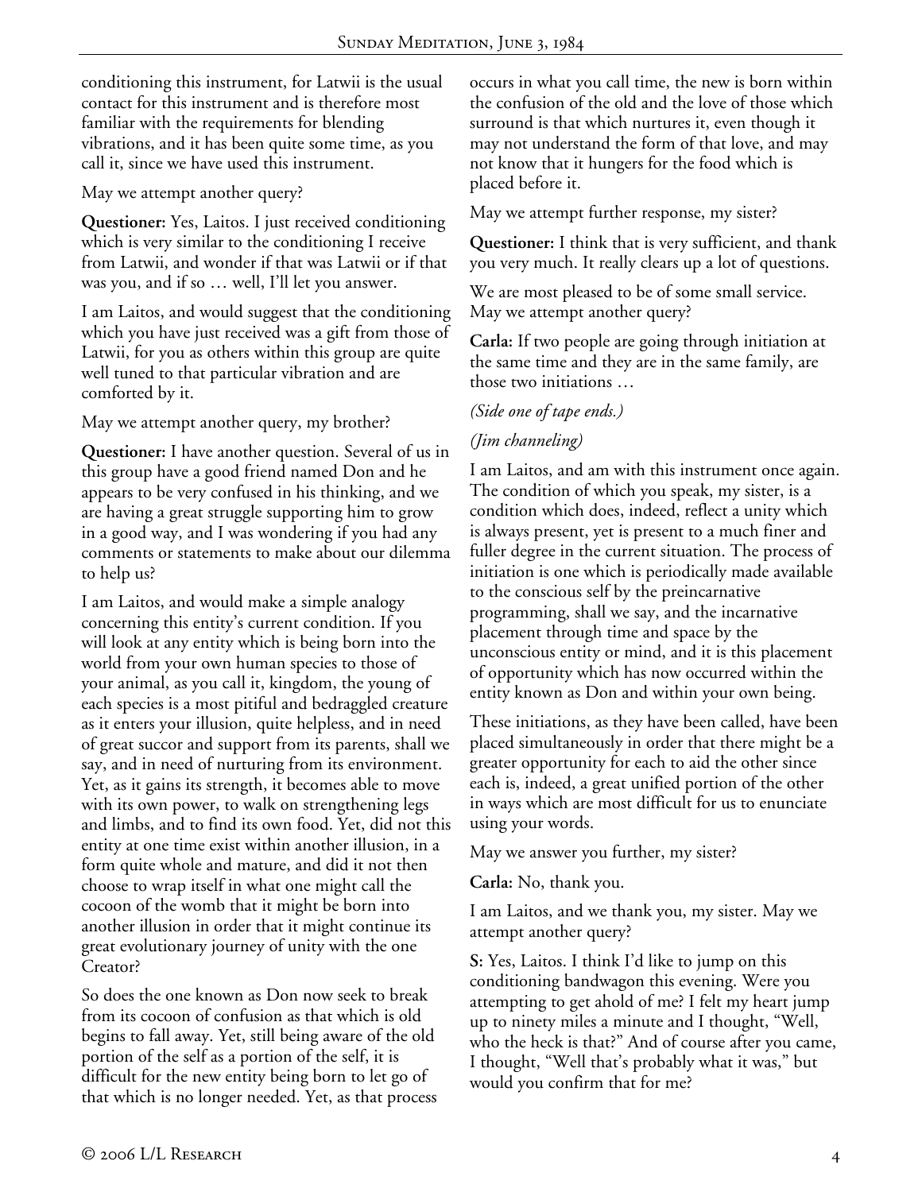conditioning this instrument, for Latwii is the usual contact for this instrument and is therefore most familiar with the requirements for blending vibrations, and it has been quite some time, as you call it, since we have used this instrument.

May we attempt another query?

**Questioner:** Yes, Laitos. I just received conditioning which is very similar to the conditioning I receive from Latwii, and wonder if that was Latwii or if that was you, and if so … well, I'll let you answer.

I am Laitos, and would suggest that the conditioning which you have just received was a gift from those of Latwii, for you as others within this group are quite well tuned to that particular vibration and are comforted by it.

May we attempt another query, my brother?

**Questioner:** I have another question. Several of us in this group have a good friend named Don and he appears to be very confused in his thinking, and we are having a great struggle supporting him to grow in a good way, and I was wondering if you had any comments or statements to make about our dilemma to help us?

I am Laitos, and would make a simple analogy concerning this entity's current condition. If you will look at any entity which is being born into the world from your own human species to those of your animal, as you call it, kingdom, the young of each species is a most pitiful and bedraggled creature as it enters your illusion, quite helpless, and in need of great succor and support from its parents, shall we say, and in need of nurturing from its environment. Yet, as it gains its strength, it becomes able to move with its own power, to walk on strengthening legs and limbs, and to find its own food. Yet, did not this entity at one time exist within another illusion, in a form quite whole and mature, and did it not then choose to wrap itself in what one might call the cocoon of the womb that it might be born into another illusion in order that it might continue its great evolutionary journey of unity with the one Creator?

So does the one known as Don now seek to break from its cocoon of confusion as that which is old begins to fall away. Yet, still being aware of the old portion of the self as a portion of the self, it is difficult for the new entity being born to let go of that which is no longer needed. Yet, as that process occurs in what you call time, the new is born within the confusion of the old and the love of those which surround is that which nurtures it, even though it may not understand the form of that love, and may not know that it hungers for the food which is placed before it.

May we attempt further response, my sister?

**Questioner:** I think that is very sufficient, and thank you very much. It really clears up a lot of questions.

We are most pleased to be of some small service. May we attempt another query?

**Carla:** If two people are going through initiation at the same time and they are in the same family, are those two initiations …

*(Side one of tape ends.)*

*(Jim channeling)*

I am Laitos, and am with this instrument once again. The condition of which you speak, my sister, is a condition which does, indeed, reflect a unity which is always present, yet is present to a much finer and fuller degree in the current situation. The process of initiation is one which is periodically made available to the conscious self by the preincarnative programming, shall we say, and the incarnative placement through time and space by the unconscious entity or mind, and it is this placement of opportunity which has now occurred within the entity known as Don and within your own being.

These initiations, as they have been called, have been placed simultaneously in order that there might be a greater opportunity for each to aid the other since each is, indeed, a great unified portion of the other in ways which are most difficult for us to enunciate using your words.

May we answer you further, my sister?

**Carla:** No, thank you.

I am Laitos, and we thank you, my sister. May we attempt another query?

**S:** Yes, Laitos. I think I'd like to jump on this conditioning bandwagon this evening. Were you attempting to get ahold of me? I felt my heart jump up to ninety miles a minute and I thought, "Well, who the heck is that?" And of course after you came, I thought, "Well that's probably what it was," but would you confirm that for me?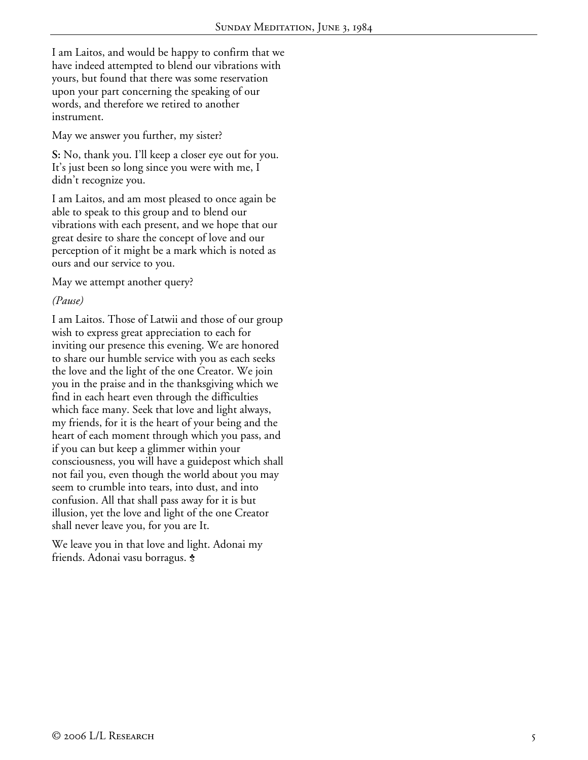I am Laitos, and would be happy to confirm that we have indeed attempted to blend our vibrations with yours, but found that there was some reservation upon your part concerning the speaking of our words, and therefore we retired to another instrument.

May we answer you further, my sister?

**S:** No, thank you. I'll keep a closer eye out for you. It's just been so long since you were with me, I didn't recognize you.

I am Laitos, and am most pleased to once again be able to speak to this group and to blend our vibrations with each present, and we hope that our great desire to share the concept of love and our perception of it might be a mark which is noted as ours and our service to you.

May we attempt another query?

*(Pause)*

I am Laitos. Those of Latwii and those of our group wish to express great appreciation to each for inviting our presence this evening. We are honored to share our humble service with you as each seeks the love and the light of the one Creator. We join you in the praise and in the thanksgiving which we find in each heart even through the difficulties which face many. Seek that love and light always, my friends, for it is the heart of your being and the heart of each moment through which you pass, and if you can but keep a glimmer within your consciousness, you will have a guidepost which shall not fail you, even though the world about you may seem to crumble into tears, into dust, and into confusion. All that shall pass away for it is but illusion, yet the love and light of the one Creator shall never leave you, for you are It.

We leave you in that love and light. Adonai my friends. Adonai vasu borragus. ☙